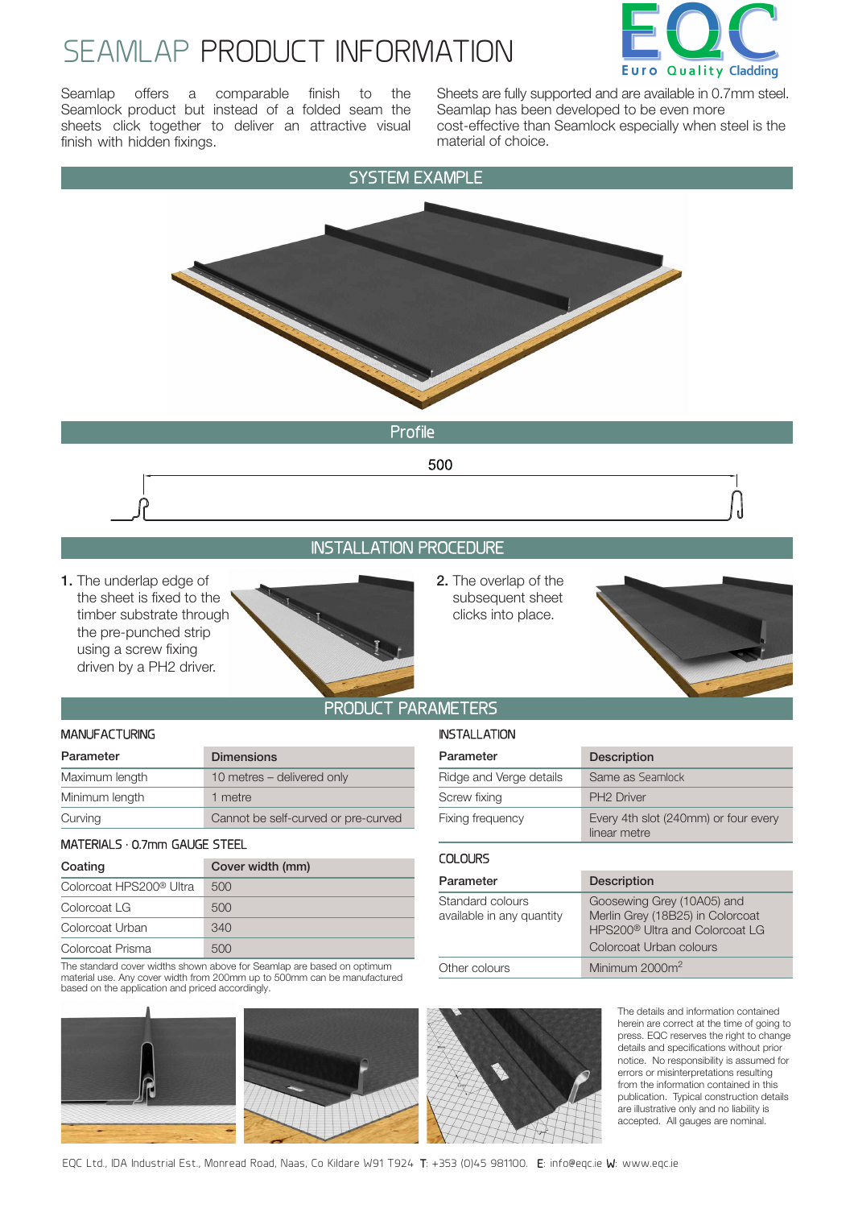# SEAMLAP PRODUCT INFORMATION

Seamlap offers a comparable finish to the Seamlock product but instead of a folded seam the sheets click together to deliver an attractive visual finish with hidden fixings.

Sheets are fully supported and are available in 0.7mm steel. Seamlap has been developed to be even more cost-effective than Seamlock especially when steel is the material of choice.

## SYSTEM EXAMPLE

## Profile

500

## INSTALLATION PROCEDURE

1. The underlap edge of the sheet is fixed to the timber substrate through the pre-punched strip using a screw fixing driven by a PH2 driver.
2. The overlap of the subsequent sheet clicks into place.

## PRODUCT PARAMETERS

### MANUFACTURING

| Parameter | Dimensions |
|---|---|
| Maximum length | 10 metres – delivered only |
| Minimum length | 1 metre |
| Curving | Cannot be self-curved or pre-curved |

### MATERIALS · 0.7mm GAUGE STEEL

| Coating | Cover width (mm) |
|---|---|
| Colorcoat HPS200® Ultra | 500 |
| Colorcoat LG | 500 |
| Colorcoat Urban | 340 |
| Colorcoat Prisma | 500 |

The standard cover widths shown above for Seamlap are based on optimum material use. Any cover width from 200mm up to 500mm can be manufactured based on the application and priced accordingly.

### INSTALLATION

| Parameter | Description |
|---|---|
| Ridge and Verge details | Same as Seamlock |
| Screw fixing | PH2 Driver |
| Fixing frequency | Every 4th slot (240mm) or four every linear metre |

### COLOURS

| Parameter | Description |
|---|---|
| Standard colours available in any quantity | Goosewing Grey (10A05) and Merlin Grey (18B25) in Colorcoat HPS200® Ultra and Colorcoat LG<br>Colorcoat Urban colours |
| Other colours | Minimum 2000m$^2$ |

The details and information contained herein are correct at the time of going to press. EQC reserves the right to change details and specifications without prior notice. No responsibility is assumed for errors or misinterpretations resulting from the information contained in this publication. Typical construction details are illustrative only and no liability is accepted. All gauges are nominal.

EQC Ltd., IDA Industrial Est., Monread Road, Naas, Co Kildare W91 T924 T: +353 (0)45 981100. E: info@eqc.ie W: www.eqc.ie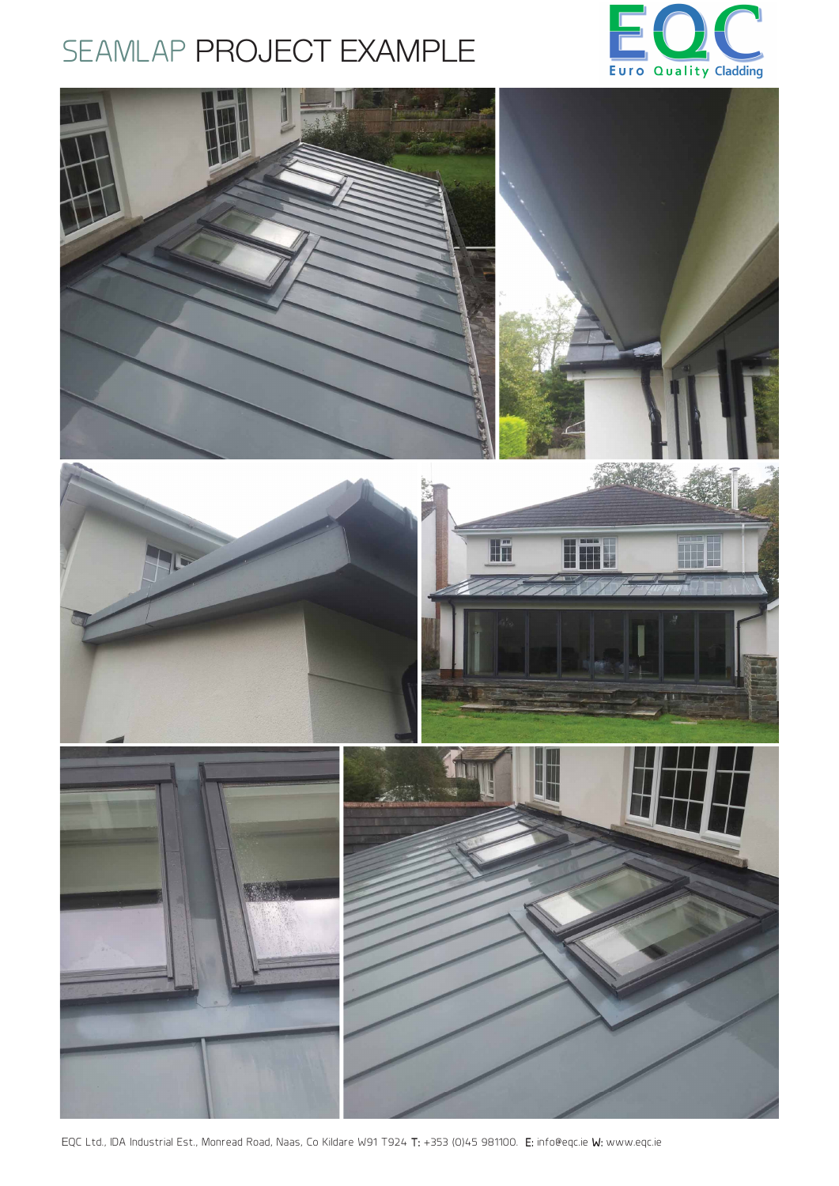# SEAMLAP PROJECT EXAMPLE

EQC Ltd., IDA Industrial Est., Monread Road, Naas, Co Kildare W91 T924 T: +353 (0)45 981100. E: info@eqc.ie W: www.eqc.ie